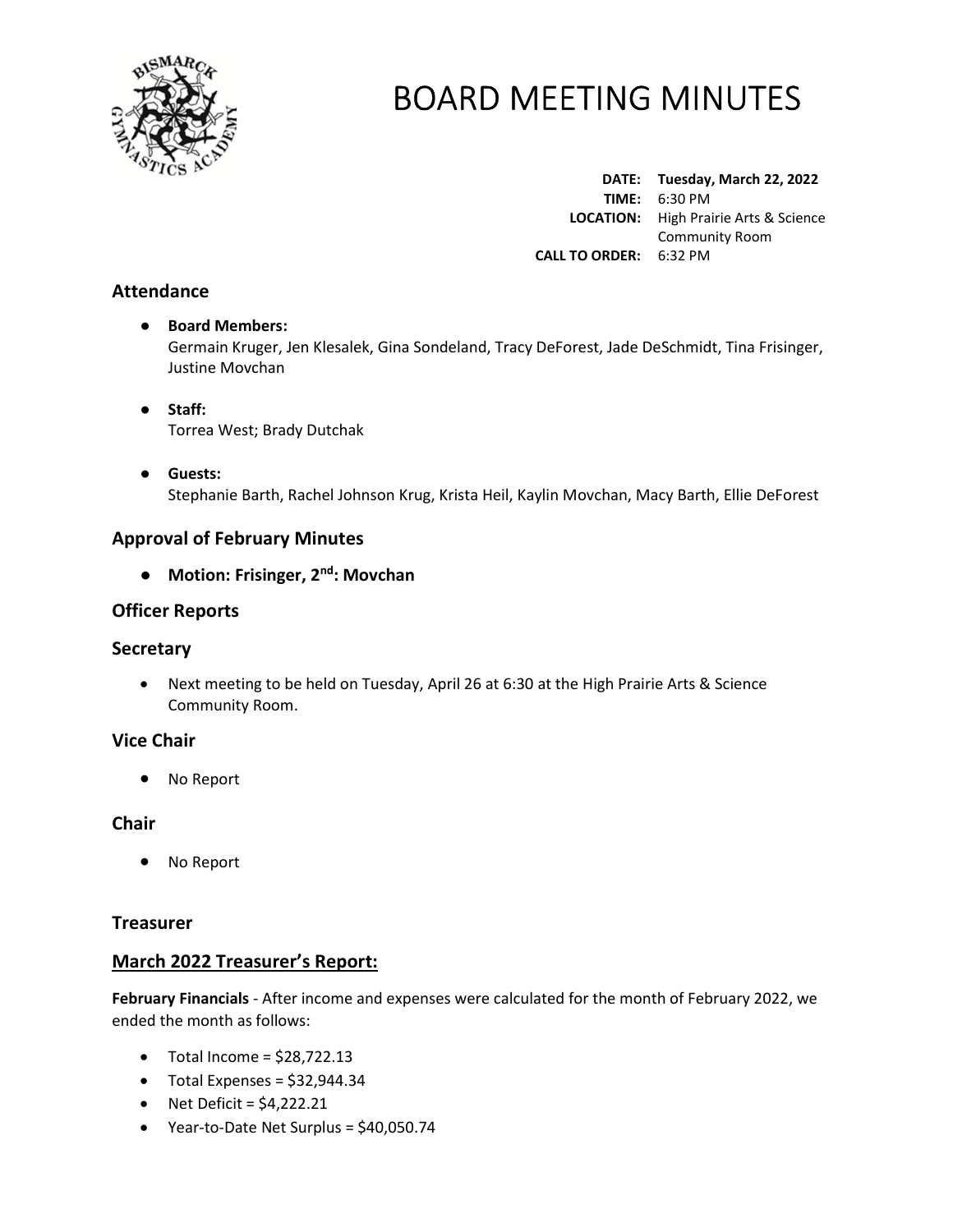# BOARD MEETING MINUTES

**DATE:** **Tuesday, March 22, 2022**
**TIME:** 6:30 PM
**LOCATION:** High Prairie Arts & Science Community Room
**CALL TO ORDER:** 6:32 PM

## Attendance

- **Board Members:**
  Germain Kruger, Jen Klesalek, Gina Sondeland, Tracy DeForest, Jade DeSchmidt, Tina Frisinger, Justine Movchan

- **Staff:**
  Torrea West; Brady Dutchak

- **Guests:**
  Stephanie Barth, Rachel Johnson Krug, Krista Heil, Kaylin Movchan, Macy Barth, Ellie DeForest

## Approval of February Minutes

- **Motion: Frisinger, 2nd: Movchan**

## Officer Reports

## Secretary

- Next meeting to be held on Tuesday, April 26 at 6:30 at the High Prairie Arts & Science Community Room.

## Vice Chair

- No Report

## Chair

- No Report

## Treasurer

## March 2022 Treasurer's Report:

**February Financials** - After income and expenses were calculated for the month of February 2022, we ended the month as follows:

- Total Income = $28,722.13
- Total Expenses = $32,944.34
- Net Deficit = $4,222.21
- Year-to-Date Net Surplus = $40,050.74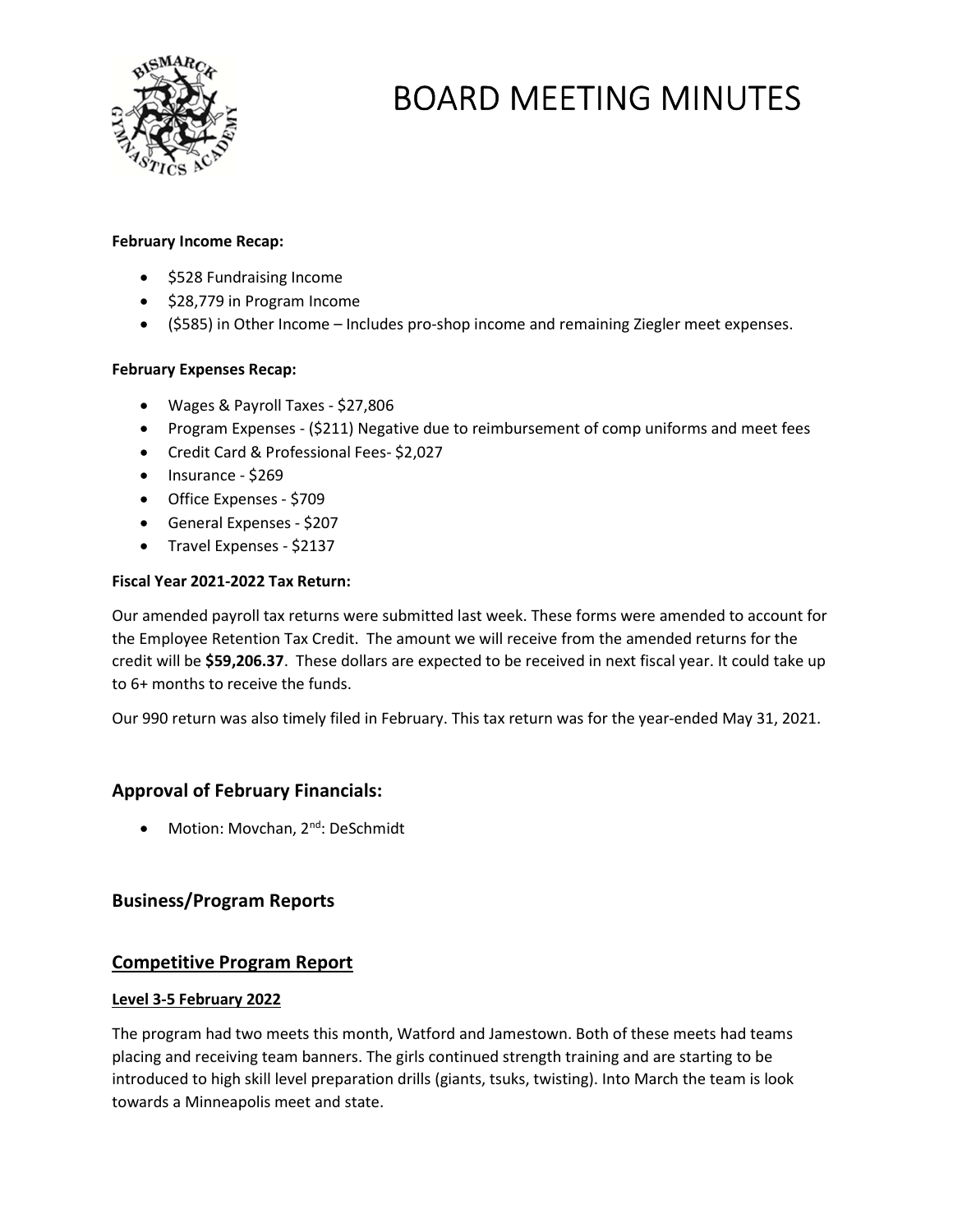# BOARD MEETING MINUTES

**February Income Recap:**

- $528 Fundraising Income
- $28,779 in Program Income
- ($585) in Other Income – Includes pro-shop income and remaining Ziegler meet expenses.

**February Expenses Recap:**

- Wages & Payroll Taxes - $27,806
- Program Expenses - ($211) Negative due to reimbursement of comp uniforms and meet fees
- Credit Card & Professional Fees- $2,027
- Insurance - $269
- Office Expenses - $709
- General Expenses - $207
- Travel Expenses - $2137

**Fiscal Year 2021-2022 Tax Return:**

Our amended payroll tax returns were submitted last week. These forms were amended to account for the Employee Retention Tax Credit. The amount we will receive from the amended returns for the credit will be **$59,206.37**. These dollars are expected to be received in next fiscal year. It could take up to 6+ months to receive the funds.

Our 990 return was also timely filed in February. This tax return was for the year-ended May 31, 2021.

## Approval of February Financials:

- Motion: Movchan, 2nd: DeSchmidt

## Business/Program Reports

## Competitive Program Report

### Level 3-5 February 2022

The program had two meets this month, Watford and Jamestown. Both of these meets had teams placing and receiving team banners. The girls continued strength training and are starting to be introduced to high skill level preparation drills (giants, tsuks, twisting). Into March the team is look towards a Minneapolis meet and state.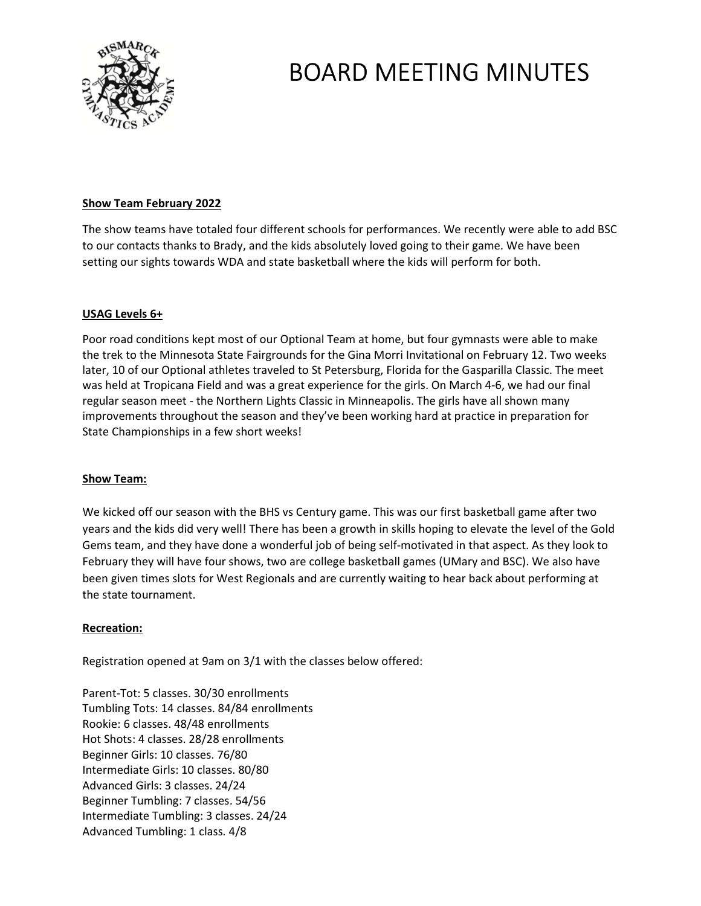# BOARD MEETING MINUTES

**Show Team February 2022**

The show teams have totaled four different schools for performances. We recently were able to add BSC to our contacts thanks to Brady, and the kids absolutely loved going to their game. We have been setting our sights towards WDA and state basketball where the kids will perform for both.

**USAG Levels 6+**

Poor road conditions kept most of our Optional Team at home, but four gymnasts were able to make the trek to the Minnesota State Fairgrounds for the Gina Morri Invitational on February 12. Two weeks later, 10 of our Optional athletes traveled to St Petersburg, Florida for the Gasparilla Classic. The meet was held at Tropicana Field and was a great experience for the girls. On March 4-6, we had our final regular season meet - the Northern Lights Classic in Minneapolis. The girls have all shown many improvements throughout the season and they've been working hard at practice in preparation for State Championships in a few short weeks!

**Show Team:**

We kicked off our season with the BHS vs Century game. This was our first basketball game after two years and the kids did very well! There has been a growth in skills hoping to elevate the level of the Gold Gems team, and they have done a wonderful job of being self-motivated in that aspect. As they look to February they will have four shows, two are college basketball games (UMary and BSC). We also have been given times slots for West Regionals and are currently waiting to hear back about performing at the state tournament.

**Recreation:**

Registration opened at 9am on 3/1 with the classes below offered:

Parent-Tot: 5 classes. 30/30 enrollments
Tumbling Tots: 14 classes. 84/84 enrollments
Rookie: 6 classes. 48/48 enrollments
Hot Shots: 4 classes. 28/28 enrollments
Beginner Girls: 10 classes. 76/80
Intermediate Girls: 10 classes. 80/80
Advanced Girls: 3 classes. 24/24
Beginner Tumbling: 7 classes. 54/56
Intermediate Tumbling: 3 classes. 24/24
Advanced Tumbling: 1 class. 4/8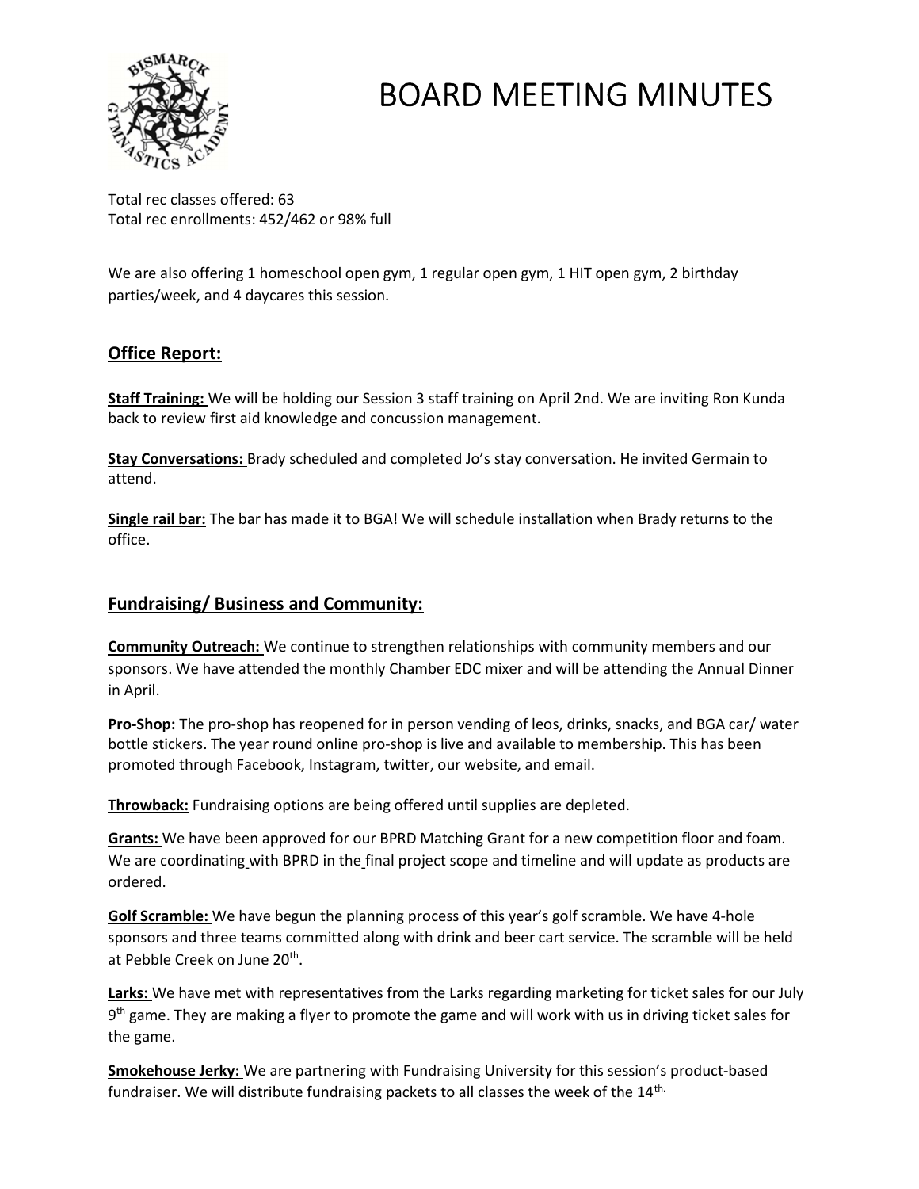# BOARD MEETING MINUTES

Total rec classes offered: 63
Total rec enrollments: 452/462 or 98% full

We are also offering 1 homeschool open gym, 1 regular open gym, 1 HIT open gym, 2 birthday parties/week, and 4 daycares this session.

## Office Report:

**Staff Training:** We will be holding our Session 3 staff training on April 2nd. We are inviting Ron Kunda back to review first aid knowledge and concussion management.

**Stay Conversations:** Brady scheduled and completed Jo's stay conversation. He invited Germain to attend.

**Single rail bar:** The bar has made it to BGA! We will schedule installation when Brady returns to the office.

## Fundraising/ Business and Community:

**Community Outreach:** We continue to strengthen relationships with community members and our sponsors. We have attended the monthly Chamber EDC mixer and will be attending the Annual Dinner in April.

**Pro-Shop:** The pro-shop has reopened for in person vending of leos, drinks, snacks, and BGA car/ water bottle stickers. The year round online pro-shop is live and available to membership. This has been promoted through Facebook, Instagram, twitter, our website, and email.

**Throwback:** Fundraising options are being offered until supplies are depleted.

**Grants:** We have been approved for our BPRD Matching Grant for a new competition floor and foam. We are coordinating with BPRD in the final project scope and timeline and will update as products are ordered.

**Golf Scramble:** We have begun the planning process of this year's golf scramble. We have 4-hole sponsors and three teams committed along with drink and beer cart service. The scramble will be held at Pebble Creek on June 20th.

**Larks:** We have met with representatives from the Larks regarding marketing for ticket sales for our July 9th game. They are making a flyer to promote the game and will work with us in driving ticket sales for the game.

**Smokehouse Jerky:** We are partnering with Fundraising University for this session's product-based fundraiser. We will distribute fundraising packets to all classes the week of the 14th.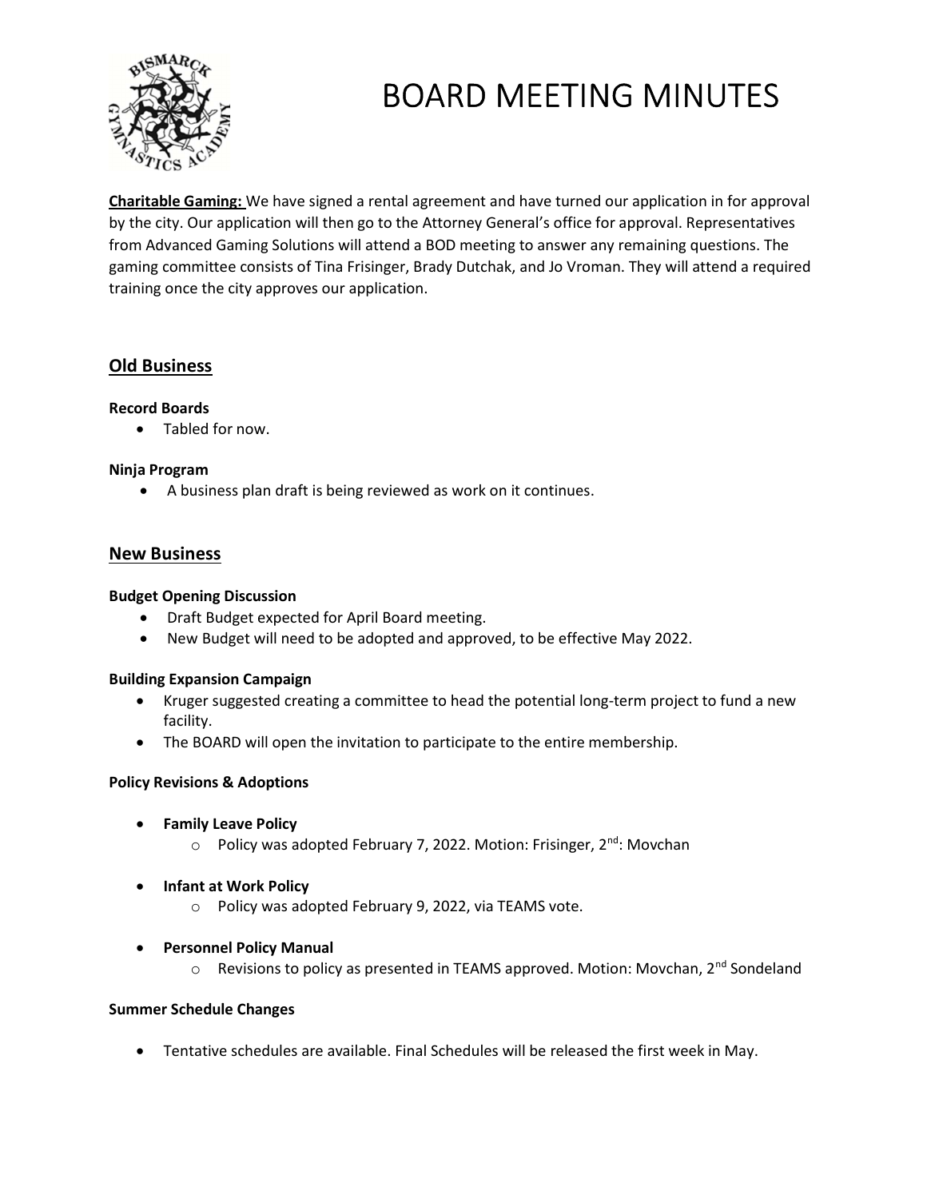# BOARD MEETING MINUTES

**Charitable Gaming:** We have signed a rental agreement and have turned our application in for approval by the city. Our application will then go to the Attorney General's office for approval. Representatives from Advanced Gaming Solutions will attend a BOD meeting to answer any remaining questions. The gaming committee consists of Tina Frisinger, Brady Dutchak, and Jo Vroman. They will attend a required training once the city approves our application.

## Old Business

**Record Boards**

- Tabled for now.

**Ninja Program**

- A business plan draft is being reviewed as work on it continues.

## New Business

**Budget Opening Discussion**

- Draft Budget expected for April Board meeting.
- New Budget will need to be adopted and approved, to be effective May 2022.

**Building Expansion Campaign**

- Kruger suggested creating a committee to head the potential long-term project to fund a new facility.
- The BOARD will open the invitation to participate to the entire membership.

**Policy Revisions & Adoptions**

- **Family Leave Policy**
    - Policy was adopted February 7, 2022. Motion: Frisinger, 2nd: Movchan
- **Infant at Work Policy**
    - Policy was adopted February 9, 2022, via TEAMS vote.
- **Personnel Policy Manual**
    - Revisions to policy as presented in TEAMS approved. Motion: Movchan, 2nd Sondeland

**Summer Schedule Changes**

- Tentative schedules are available. Final Schedules will be released the first week in May.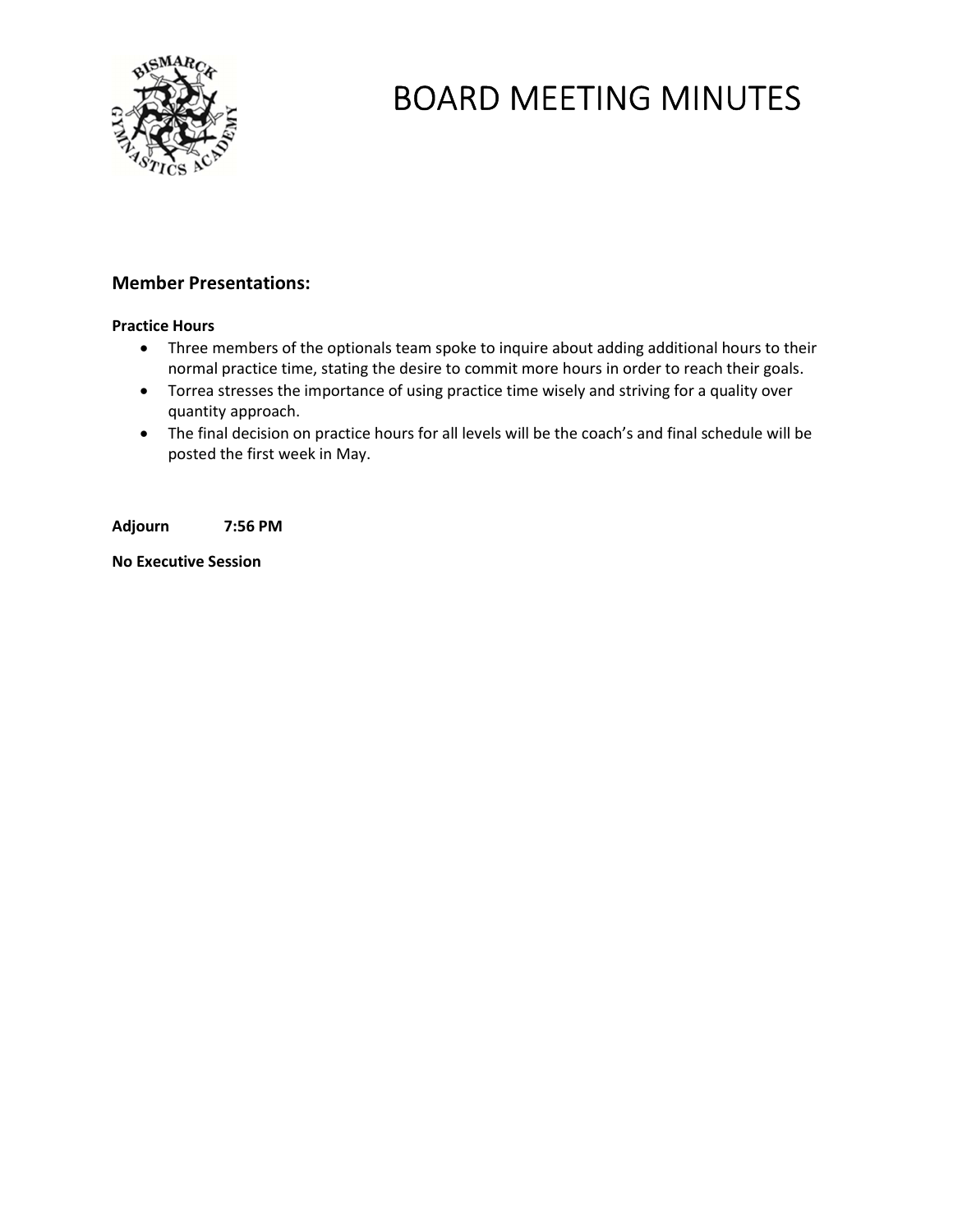# BOARD MEETING MINUTES

## Member Presentations:

**Practice Hours**

- Three members of the optionals team spoke to inquire about adding additional hours to their normal practice time, stating the desire to commit more hours in order to reach their goals.
- Torrea stresses the importance of using practice time wisely and striving for a quality over quantity approach.
- The final decision on practice hours for all levels will be the coach's and final schedule will be posted the first week in May.

**Adjourn 7:56 PM**

**No Executive Session**